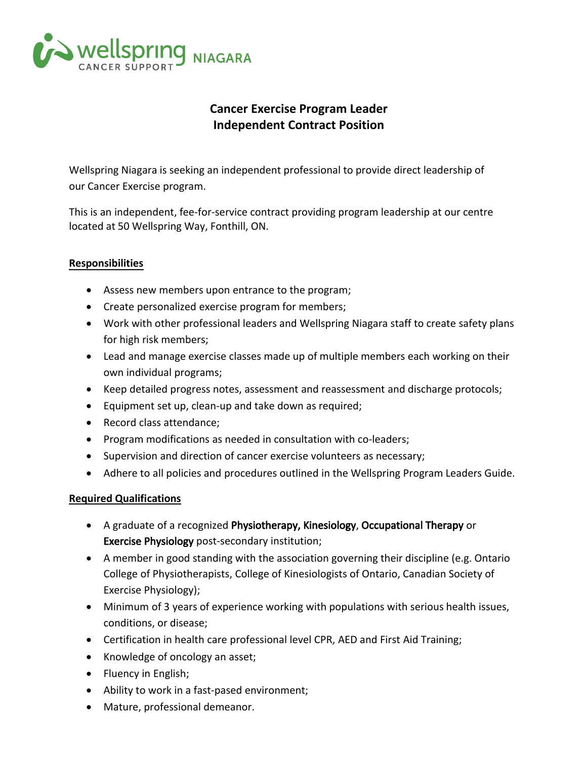wellspring CANCER SUPPORT NIAGARA

# Cancer Exercise Program Leader
## Independent Contract Position

Wellspring Niagara is seeking an independent professional to provide direct leadership of our Cancer Exercise program.

This is an independent, fee-for-service contract providing program leadership at our centre located at 50 Wellspring Way, Fonthill, ON.

**Responsibilities**

- Assess new members upon entrance to the program;
- Create personalized exercise program for members;
- Work with other professional leaders and Wellspring Niagara staff to create safety plans for high risk members;
- Lead and manage exercise classes made up of multiple members each working on their own individual programs;
- Keep detailed progress notes, assessment and reassessment and discharge protocols;
- Equipment set up, clean-up and take down as required;
- Record class attendance;
- Program modifications as needed in consultation with co-leaders;
- Supervision and direction of cancer exercise volunteers as necessary;
- Adhere to all policies and procedures outlined in the Wellspring Program Leaders Guide.

**Required Qualifications**

- A graduate of a recognized Physiotherapy, Kinesiology, Occupational Therapy or Exercise Physiology post-secondary institution;
- A member in good standing with the association governing their discipline (e.g. Ontario College of Physiotherapists, College of Kinesiologists of Ontario, Canadian Society of Exercise Physiology);
- Minimum of 3 years of experience working with populations with serious health issues, conditions, or disease;
- Certification in health care professional level CPR, AED and First Aid Training;
- Knowledge of oncology an asset;
- Fluency in English;
- Ability to work in a fast-pased environment;
- Mature, professional demeanor.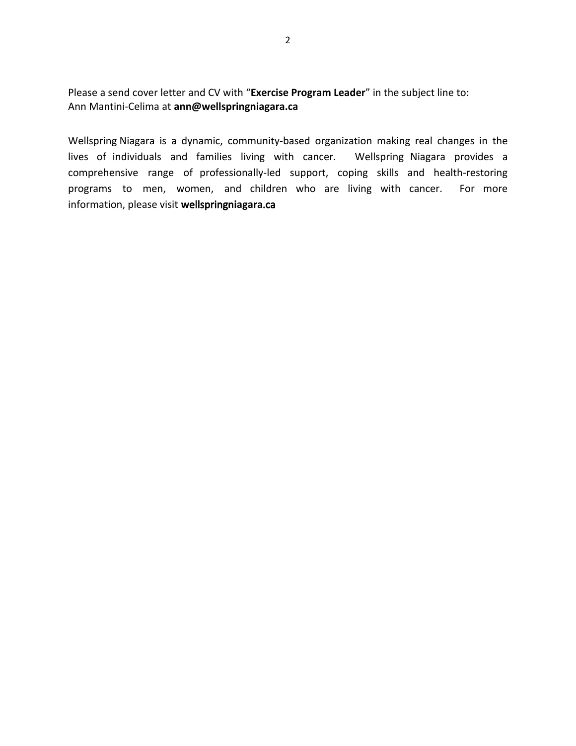Please a send cover letter and CV with "**Exercise Program Leader**" in the subject line to:
Ann Mantini-Celima at **ann@wellspringniagara.ca**

Wellspring Niagara is a dynamic, community-based organization making real changes in the lives of individuals and families living with cancer. Wellspring Niagara provides a comprehensive range of professionally-led support, coping skills and health-restoring programs to men, women, and children who are living with cancer. For more information, please visit **wellspringniagara.ca**